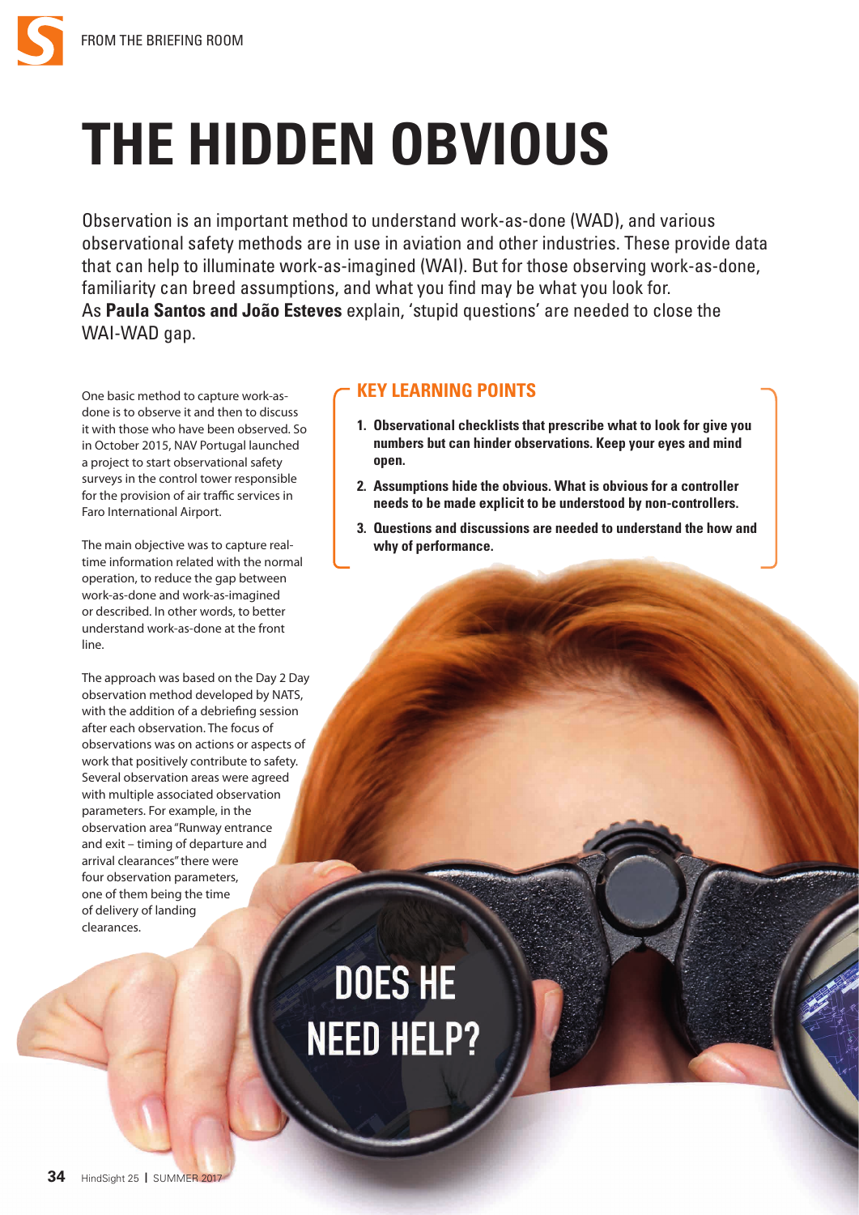# THE HIDDEN OBVIOUS

Observation is an important method to understand work-as-done (WAD), and various observational safety methods are in use in aviation and other industries. These provide data that can help to illuminate work-as-imagined (WAI). But for those observing work-as-done, familiarity can breed assumptions, and what you find may be what you look for. As **Paula Santos and João Esteves** explain, 'stupid questions' are needed to close the WAI-WAD gap.

## KEY LEARNING POINTS

1. **Observational checklists that prescribe what to look for give you numbers but can hinder observations. Keep your eyes and mind open.**
2. **Assumptions hide the obvious. What is obvious for a controller needs to be made explicit to be understood by non-controllers.**
3. **Questions and discussions are needed to understand the how and why of performance.**

One basic method to capture work-as-done is to observe it and then to discuss it with those who have been observed. So in October 2015, NAV Portugal launched a project to start observational safety surveys in the control tower responsible for the provision of air traffic services in Faro International Airport.

The main objective was to capture real-time information related with the normal operation, to reduce the gap between work-as-done and work-as-imagined or described. In other words, to better understand work-as-done at the front line.

The approach was based on the Day 2 Day observation method developed by NATS, with the addition of a debriefing session after each observation. The focus of observations was on actions or aspects of work that positively contribute to safety. Several observation areas were agreed with multiple associated observation parameters. For example, in the observation area "Runway entrance and exit – timing of departure and arrival clearances" there were four observation parameters, one of them being the time of delivery of landing clearances.

DOES HE NEED HELP?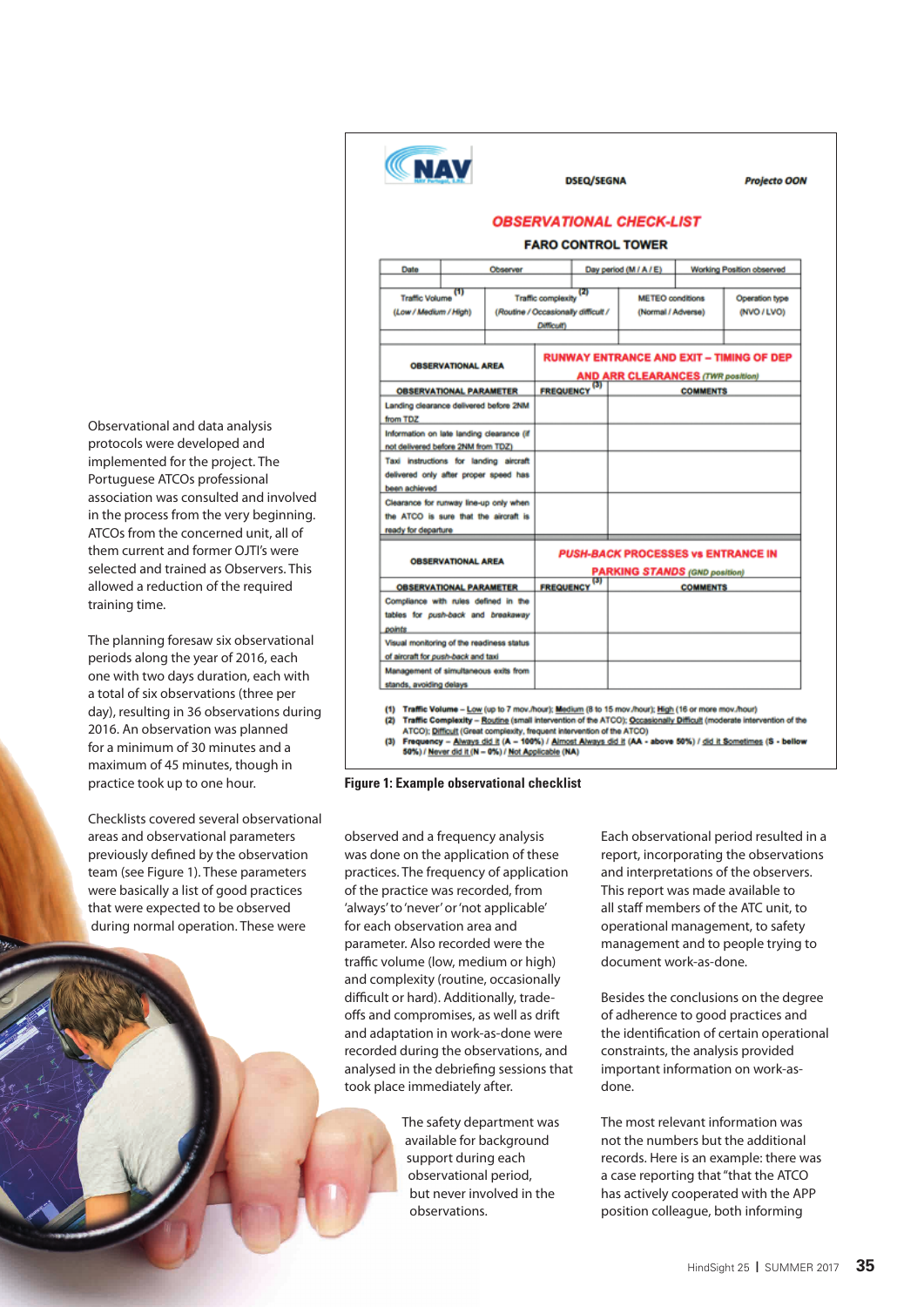Observational and data analysis protocols were developed and implemented for the project. The Portuguese ATCOs professional association was consulted and involved in the process from the very beginning. ATCOs from the concerned unit, all of them current and former OJTI's were selected and trained as Observers. This allowed a reduction of the required training time.

The planning foresaw six observational periods along the year of 2016, each one with two days duration, each with a total of six observations (three per day), resulting in 36 observations during 2016. An observation was planned for a minimum of 30 minutes and a maximum of 45 minutes, though in practice took up to one hour.

Checklists covered several observational areas and observational parameters previously defined by the observation team (see Figure 1). These parameters were basically a list of good practices that were expected to be observed during normal operation. These were observed and a frequency analysis was done on the application of these practices. The frequency of application of the practice was recorded, from 'always' to 'never' or 'not applicable' for each observation area and parameter. Also recorded were the traffic volume (low, medium or high) and complexity (routine, occasionally difficult or hard). Additionally, trade-offs and compromises, as well as drift and adaptation in work-as-done were recorded during the observations, and analysed in the debriefing sessions that took place immediately after.

The safety department was available for background support during each observational period, but never involved in the observations.

NAV Portugal, E.P.E. — DSEQ/SEGNA — *Projecto OON*

**OBSERVATIONAL CHECK-LIST**

**FARO CONTROL TOWER**

| Date | Observer | Day period (M / A / E) | Working Position observed |
|---|---|---|---|
| | | | |

| Traffic Volume [1] (*Low / Medium / High*) | Traffic complexity [2] (*Routine / Occasionally difficult / Difficult*) | METEO conditions (Normal / Adverse) | Operation type (NVO / LVO) |
|---|---|---|---|
| | | | |

| OBSERVATIONAL AREA | RUNWAY ENTRANCE AND EXIT – TIMING OF DEP AND ARR CLEARANCES *(TWR position)* | |
|---|---|---|
| **OBSERVATIONAL PARAMETER** | **FREQUENCY [3]** | **COMMENTS** |
| Landing clearance delivered before 2NM from TDZ | | |
| Information on late landing clearance (if not delivered before 2NM from TDZ) | | |
| Taxi instructions for landing aircraft delivered only after proper speed has been achieved | | |
| Clearance for runway line-up only when the ATCO is sure that the aircraft is ready for departure | | |

| OBSERVATIONAL AREA | PUSH-BACK PROCESSES vs ENTRANCE IN PARKING STANDS *(GND position)* | |
|---|---|---|
| **OBSERVATIONAL PARAMETER** | **FREQUENCY [3]** | **COMMENTS** |
| Compliance with rules defined in the tables for *push-back* and *breakaway points* | | |
| Visual monitoring of the readiness status of aircraft for *push-back* and taxi | | |
| Management of simultaneous exits from stands, avoiding delays | | |

(1) **Traffic Volume** – Low (up to 7 mov./hour); Medium (8 to 15 mov./hour); High (16 or more mov./hour)
(2) **Traffic Complexity** – Routine (small intervention of the ATCO); Occasionally Difficult (moderate intervention of the ATCO); Difficult (Great complexity, frequent intervention of the ATCO)
(3) **Frequency** – Always did it (A – 100%) / Almost Always did it (AA - above 50%) / did it Sometimes (S - bellow 50%) / Never did it (N – 0%) / Not Applicable (NA)

**Figure 1: Example observational checklist**

Each observational period resulted in a report, incorporating the observations and interpretations of the observers. This report was made available to all staff members of the ATC unit, to operational management, to safety management and to people trying to document work-as-done.

Besides the conclusions on the degree of adherence to good practices and the identification of certain operational constraints, the analysis provided important information on work-as-done.

The most relevant information was not the numbers but the additional records. Here is an example: there was a case reporting that "that the ATCO has actively cooperated with the APP position colleague, both informing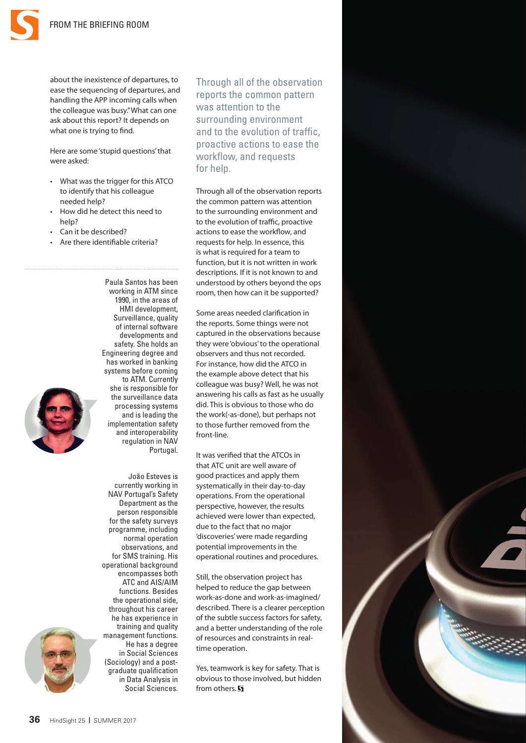about the inexistence of departures, to ease the sequencing of departures, and handling the APP incoming calls when the colleague was busy." What can one ask about this report? It depends on what one is trying to find.

Here are some 'stupid questions' that were asked:

- What was the trigger for this ATCO to identify that his colleague needed help?
- How did he detect this need to help?
- Can it be described?
- Are there identifiable criteria?

Paula Santos has been working in ATM since 1990, in the areas of HMI development, Surveillance, quality of internal software developments and safety. She holds an Engineering degree and has worked in banking systems before coming to ATM. Currently she is responsible for the surveillance data processing systems and is leading the implementation safety and interoperability regulation in NAV Portugal.

João Esteves is currently working in NAV Portugal's Safety Department as the person responsible for the safety surveys programme, including normal operation observations, and for SMS training. His operational background encompasses both ATC and AIS/AIM functions. Besides the operational side, throughout his career he has experience in training and quality management functions. He has a degree in Social Sciences (Sociology) and a post-graduate qualification in Data Analysis in Social Sciences.

> Through all of the observation reports the common pattern was attention to the surrounding environment and to the evolution of traffic, proactive actions to ease the workflow, and requests for help.

Through all of the observation reports the common pattern was attention to the surrounding environment and to the evolution of traffic, proactive actions to ease the workflow, and requests for help. In essence, this is what is required for a team to function, but it is not written in work descriptions. If it is not known to and understood by others beyond the ops room, then how can it be supported?

Some areas needed clarification in the reports. Some things were not captured in the observations because they were 'obvious' to the operational observers and thus not recorded. For instance, how did the ATCO in the example above detect that his colleague was busy? Well, he was not answering his calls as fast as he usually did. This is obvious to those who do the work(-as-done), but perhaps not to those further removed from the front-line.

It was verified that the ATCOs in that ATC unit are well aware of good practices and apply them systematically in their day-to-day operations. From the operational perspective, however, the results achieved were lower than expected, due to the fact that no major 'discoveries' were made regarding potential improvements in the operational routines and procedures.

Still, the observation project has helped to reduce the gap between work-as-done and work-as-imagined/described. There is a clearer perception of the subtle success factors for safety, and a better understanding of the role of resources and constraints in real-time operation.

Yes, teamwork is key for safety. That is obvious to those involved, but hidden from others.